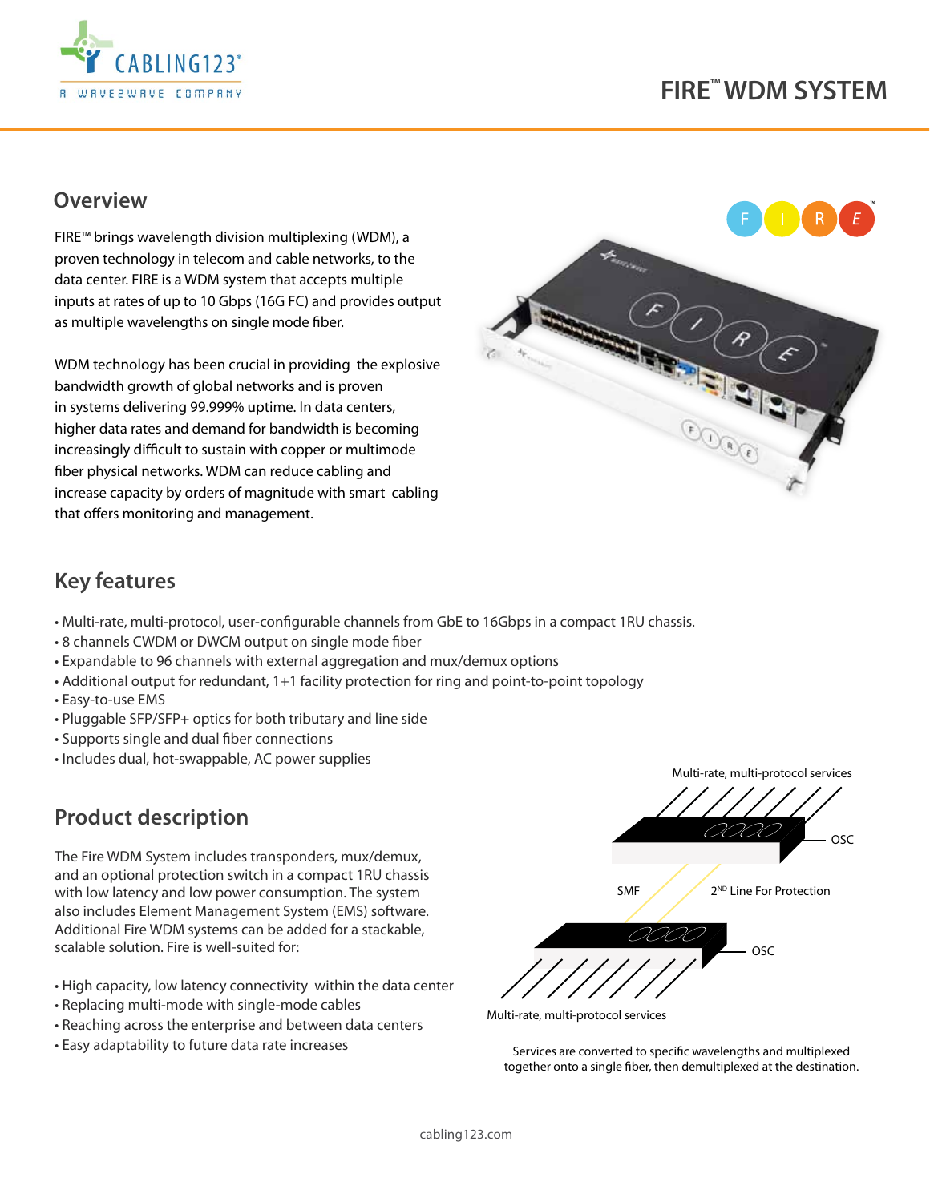# FIRE™ WDM SYSTEM

## Overview

FIRE™ brings wavelength division multiplexing (WDM), a proven technology in telecom and cable networks, to the data center. FIRE is a WDM system that accepts multiple inputs at rates of up to 10 Gbps (16G FC) and provides output as multiple wavelengths on single mode fiber.

WDM technology has been crucial in providing the explosive bandwidth growth of global networks and is proven in systems delivering 99.999% uptime. In data centers, higher data rates and demand for bandwidth is becoming increasingly difficult to sustain with copper or multimode fiber physical networks. WDM can reduce cabling and increase capacity by orders of magnitude with smart cabling that offers monitoring and management.

## Key features

- Multi-rate, multi-protocol, user-configurable channels from GbE to 16Gbps in a compact 1RU chassis.
- 8 channels CWDM or DWCM output on single mode fiber
- Expandable to 96 channels with external aggregation and mux/demux options
- Additional output for redundant, 1+1 facility protection for ring and point-to-point topology
- Easy-to-use EMS
- Pluggable SFP/SFP+ optics for both tributary and line side
- Supports single and dual fiber connections
- Includes dual, hot-swappable, AC power supplies

## Product description

The Fire WDM System includes transponders, mux/demux, and an optional protection switch in a compact 1RU chassis with low latency and low power consumption. The system also includes Element Management System (EMS) software. Additional Fire WDM systems can be added for a stackable, scalable solution. Fire is well-suited for:

- High capacity, low latency connectivity within the data center
- Replacing multi-mode with single-mode cables
- Reaching across the enterprise and between data centers
- Easy adaptability to future data rate increases

Multi-rate, multi-protocol services

OSC

SMF

2ND Line For Protection

OSC

Multi-rate, multi-protocol services

Services are converted to specific wavelengths and multiplexed together onto a single fiber, then demultiplexed at the destination.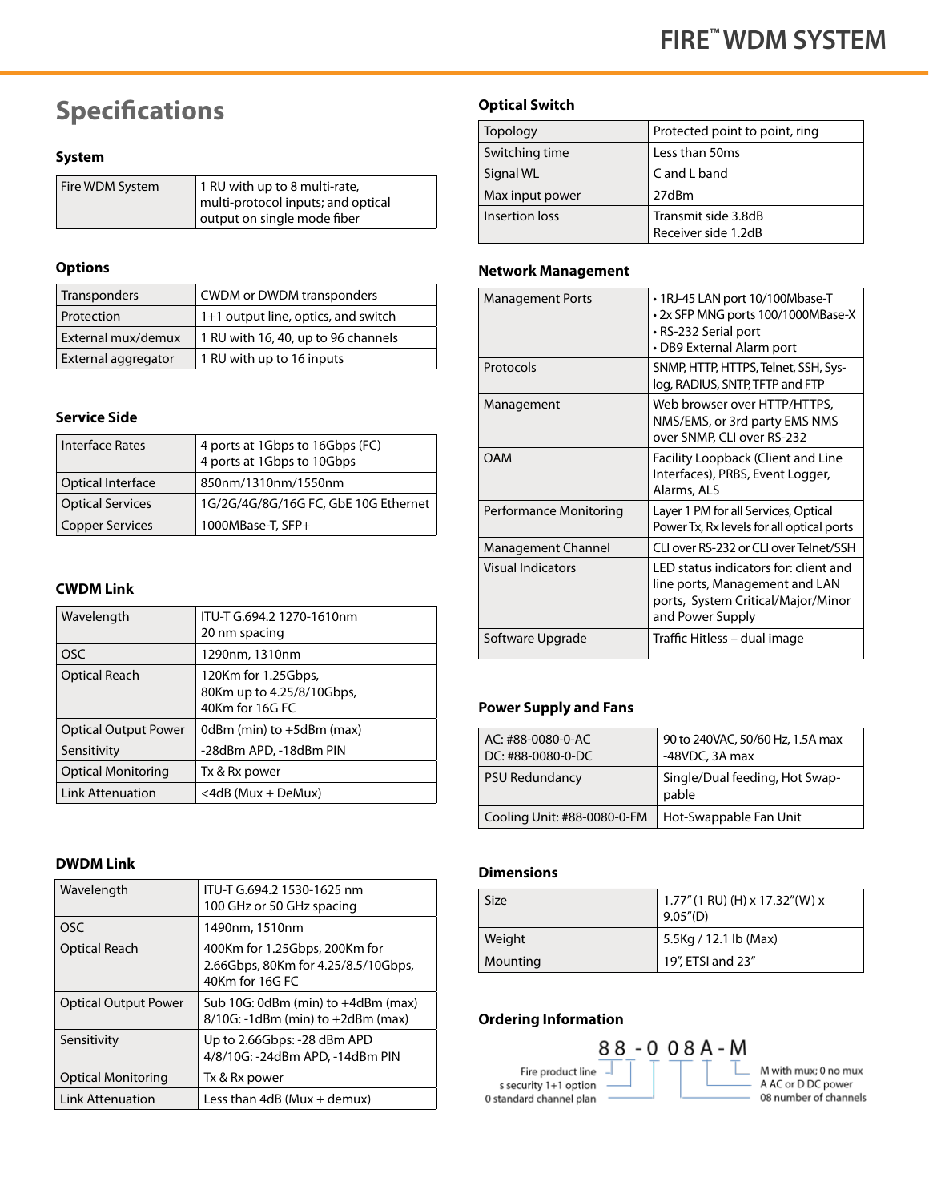# Specifications

### System

| | |
|---|---|
| Fire WDM System | 1 RU with up to 8 multi-rate, multi-protocol inputs; and optical output on single mode fiber |

### Options

| | |
|---|---|
| Transponders | CWDM or DWDM transponders |
| Protection | 1+1 output line, optics, and switch |
| External mux/demux | 1 RU with 16, 40, up to 96 channels |
| External aggregator | 1 RU with up to 16 inputs |

### Service Side

| | |
|---|---|
| Interface Rates | 4 ports at 1Gbps to 16Gbps (FC)<br>4 ports at 1Gbps to 10Gbps |
| Optical Interface | 850nm/1310nm/1550nm |
| Optical Services | 1G/2G/4G/8G/16G FC, GbE 10G Ethernet |
| Copper Services | 1000MBase-T, SFP+ |

### CWDM Link

| | |
|---|---|
| Wavelength | ITU-T G.694.2 1270-1610nm<br>20 nm spacing |
| OSC | 1290nm, 1310nm |
| Optical Reach | 120Km for 1.25Gbps,<br>80Km up to 4.25/8/10Gbps,<br>40Km for 16G FC |
| Optical Output Power | 0dBm (min) to +5dBm (max) |
| Sensitivity | -28dBm APD, -18dBm PIN |
| Optical Monitoring | Tx & Rx power |
| Link Attenuation | <4dB (Mux + DeMux) |

### DWDM Link

| | |
|---|---|
| Wavelength | ITU-T G.694.2 1530-1625 nm<br>100 GHz or 50 GHz spacing |
| OSC | 1490nm, 1510nm |
| Optical Reach | 400Km for 1.25Gbps, 200Km for 2.66Gbps, 80Km for 4.25/8.5/10Gbps, 40Km for 16G FC |
| Optical Output Power | Sub 10G: 0dBm (min) to +4dBm (max)<br>8/10G: -1dBm (min) to +2dBm (max) |
| Sensitivity | Up to 2.66Gbps: -28 dBm APD<br>4/8/10G: -24dBm APD, -14dBm PIN |
| Optical Monitoring | Tx & Rx power |
| Link Attenuation | Less than 4dB (Mux + demux) |

### Optical Switch

| | |
|---|---|
| Topology | Protected point to point, ring |
| Switching time | Less than 50ms |
| Signal WL | C and L band |
| Max input power | 27dBm |
| Insertion loss | Transmit side 3.8dB<br>Receiver side 1.2dB |

### Network Management

| | |
|---|---|
| Management Ports | • 1RJ-45 LAN port 10/100Mbase-T<br>• 2x SFP MNG ports 100/1000MBase-X<br>• RS-232 Serial port<br>• DB9 External Alarm port |
| Protocols | SNMP, HTTP, HTTPS, Telnet, SSH, Sys-log, RADIUS, SNTP, TFTP and FTP |
| Management | Web browser over HTTP/HTTPS, NMS/EMS, or 3rd party EMS NMS over SNMP, CLI over RS-232 |
| OAM | Facility Loopback (Client and Line Interfaces), PRBS, Event Logger, Alarms, ALS |
| Performance Monitoring | Layer 1 PM for all Services, Optical Power Tx, Rx levels for all optical ports |
| Management Channel | CLI over RS-232 or CLI over Telnet/SSH |
| Visual Indicators | LED status indicators for: client and line ports, Management and LAN ports, System Critical/Major/Minor and Power Supply |
| Software Upgrade | Traffic Hitless – dual image |

### Power Supply and Fans

| | |
|---|---|
| AC: #88-0080-0-AC<br>DC: #88-0080-0-DC | 90 to 240VAC, 50/60 Hz, 1.5A max<br>-48VDC, 3A max |
| PSU Redundancy | Single/Dual feeding, Hot Swap-pable |
| Cooling Unit: #88-0080-0-FM | Hot-Swappable Fan Unit |

### Dimensions

| | |
|---|---|
| Size | 1.77" (1 RU) (H) x 17.32"(W) x 9.05"(D) |
| Weight | 5.5Kg / 12.1 lb (Max) |
| Mounting | 19", ETSI and 23" |

### Ordering Information

88 - 0 08 A - M

Fire product line
s security 1+1 option
0 standard channel plan

M with mux; 0 no mux
A AC or D DC power
08 number of channels